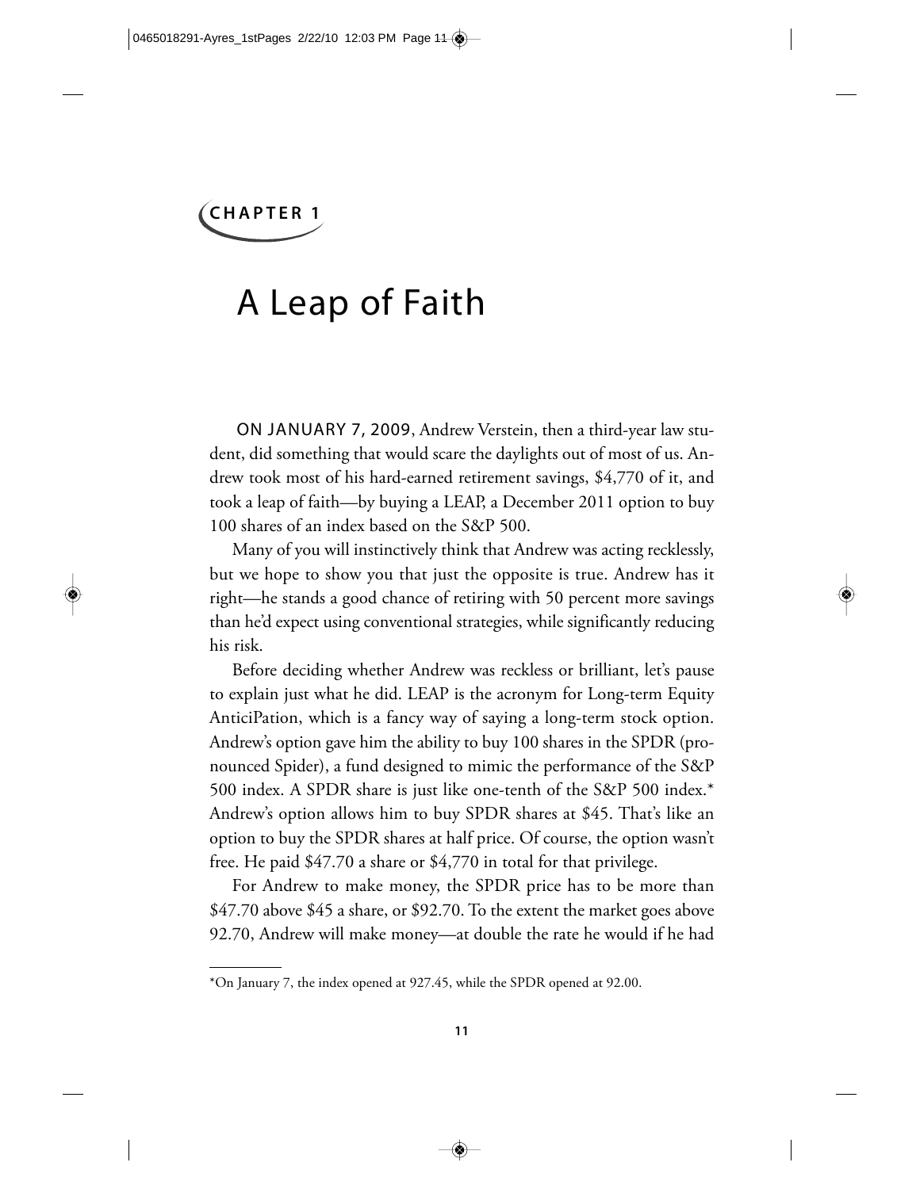## CHAPTER 1

# A Leap of Faith

ON JANUARY 7, 2009, Andrew Verstein, then a third-year law student, did something that would scare the daylights out of most of us. Andrew took most of his hard-earned retirement savings, $4,770 of it, and took a leap of faith—by buying a LEAP, a December 2011 option to buy 100 shares of an index based on the S&P 500.

Many of you will instinctively think that Andrew was acting recklessly, but we hope to show you that just the opposite is true. Andrew has it right—he stands a good chance of retiring with 50 percent more savings than he'd expect using conventional strategies, while significantly reducing his risk.

Before deciding whether Andrew was reckless or brilliant, let's pause to explain just what he did. LEAP is the acronym for Long-term Equity AnticiPation, which is a fancy way of saying a long-term stock option. Andrew's option gave him the ability to buy 100 shares in the SPDR (pronounced Spider), a fund designed to mimic the performance of the S&P 500 index. A SPDR share is just like one-tenth of the S&P 500 index.* Andrew's option allows him to buy SPDR shares at $45. That's like an option to buy the SPDR shares at half price. Of course, the option wasn't free. He paid $47.70 a share or $4,770 in total for that privilege.

For Andrew to make money, the SPDR price has to be more than $47.70 above $45 a share, or $92.70. To the extent the market goes above 92.70, Andrew will make money—at double the rate he would if he had

---

*On January 7, the index opened at 927.45, while the SPDR opened at 92.00.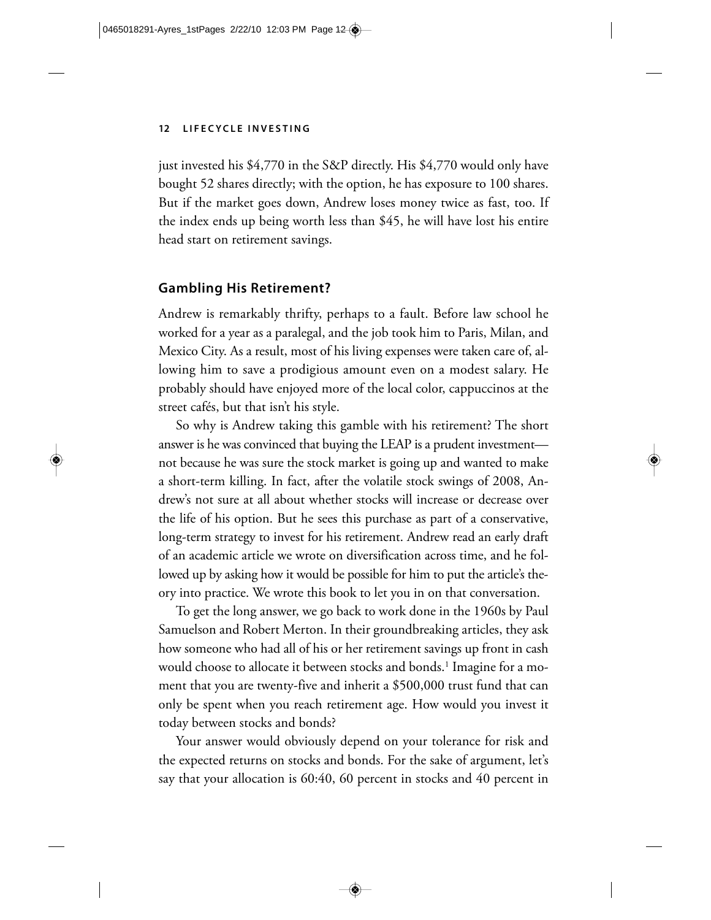just invested his $4,770 in the S&P directly. His $4,770 would only have bought 52 shares directly; with the option, he has exposure to 100 shares. But if the market goes down, Andrew loses money twice as fast, too. If the index ends up being worth less than $45, he will have lost his entire head start on retirement savings.

## Gambling His Retirement?

Andrew is remarkably thrifty, perhaps to a fault. Before law school he worked for a year as a paralegal, and the job took him to Paris, Milan, and Mexico City. As a result, most of his living expenses were taken care of, allowing him to save a prodigious amount even on a modest salary. He probably should have enjoyed more of the local color, cappuccinos at the street cafés, but that isn't his style.

So why is Andrew taking this gamble with his retirement? The short answer is he was convinced that buying the LEAP is a prudent investment—not because he was sure the stock market is going up and wanted to make a short-term killing. In fact, after the volatile stock swings of 2008, Andrew's not sure at all about whether stocks will increase or decrease over the life of his option. But he sees this purchase as part of a conservative, long-term strategy to invest for his retirement. Andrew read an early draft of an academic article we wrote on diversification across time, and he followed up by asking how it would be possible for him to put the article's theory into practice. We wrote this book to let you in on that conversation.

To get the long answer, we go back to work done in the 1960s by Paul Samuelson and Robert Merton. In their groundbreaking articles, they ask how someone who had all of his or her retirement savings up front in cash would choose to allocate it between stocks and bonds.[1] Imagine for a moment that you are twenty-five and inherit a $500,000 trust fund that can only be spent when you reach retirement age. How would you invest it today between stocks and bonds?

Your answer would obviously depend on your tolerance for risk and the expected returns on stocks and bonds. For the sake of argument, let's say that your allocation is 60:40, 60 percent in stocks and 40 percent in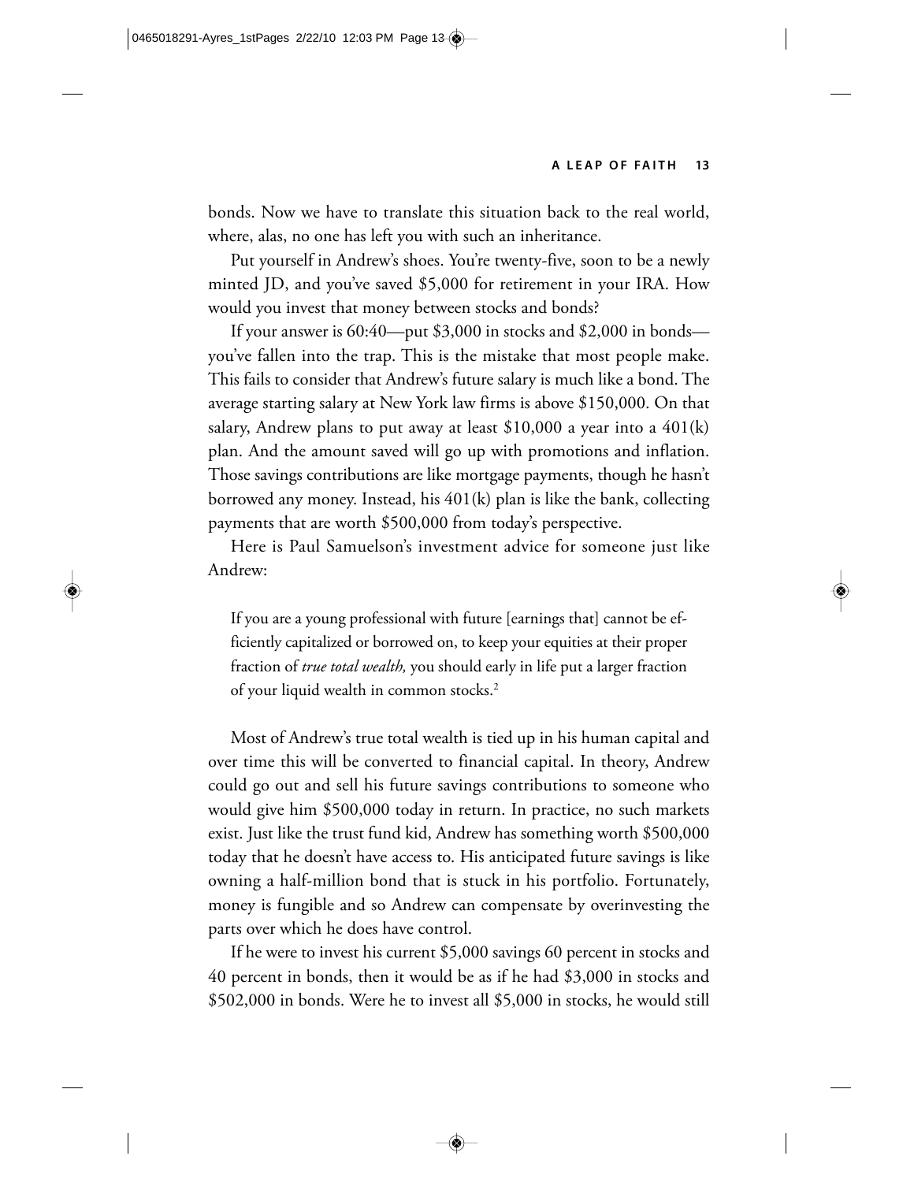bonds. Now we have to translate this situation back to the real world, where, alas, no one has left you with such an inheritance.

Put yourself in Andrew's shoes. You're twenty-five, soon to be a newly minted JD, and you've saved $5,000 for retirement in your IRA. How would you invest that money between stocks and bonds?

If your answer is 60:40—put $3,000 in stocks and $2,000 in bonds—you've fallen into the trap. This is the mistake that most people make. This fails to consider that Andrew's future salary is much like a bond. The average starting salary at New York law firms is above $150,000. On that salary, Andrew plans to put away at least $10,000 a year into a 401(k) plan. And the amount saved will go up with promotions and inflation. Those savings contributions are like mortgage payments, though he hasn't borrowed any money. Instead, his 401(k) plan is like the bank, collecting payments that are worth $500,000 from today's perspective.

Here is Paul Samuelson's investment advice for someone just like Andrew:

> If you are a young professional with future [earnings that] cannot be efficiently capitalized or borrowed on, to keep your equities at their proper fraction of *true total wealth,* you should early in life put a larger fraction of your liquid wealth in common stocks.[2]

Most of Andrew's true total wealth is tied up in his human capital and over time this will be converted to financial capital. In theory, Andrew could go out and sell his future savings contributions to someone who would give him $500,000 today in return. In practice, no such markets exist. Just like the trust fund kid, Andrew has something worth $500,000 today that he doesn't have access to. His anticipated future savings is like owning a half-million bond that is stuck in his portfolio. Fortunately, money is fungible and so Andrew can compensate by overinvesting the parts over which he does have control.

If he were to invest his current $5,000 savings 60 percent in stocks and 40 percent in bonds, then it would be as if he had $3,000 in stocks and $502,000 in bonds. Were he to invest all $5,000 in stocks, he would still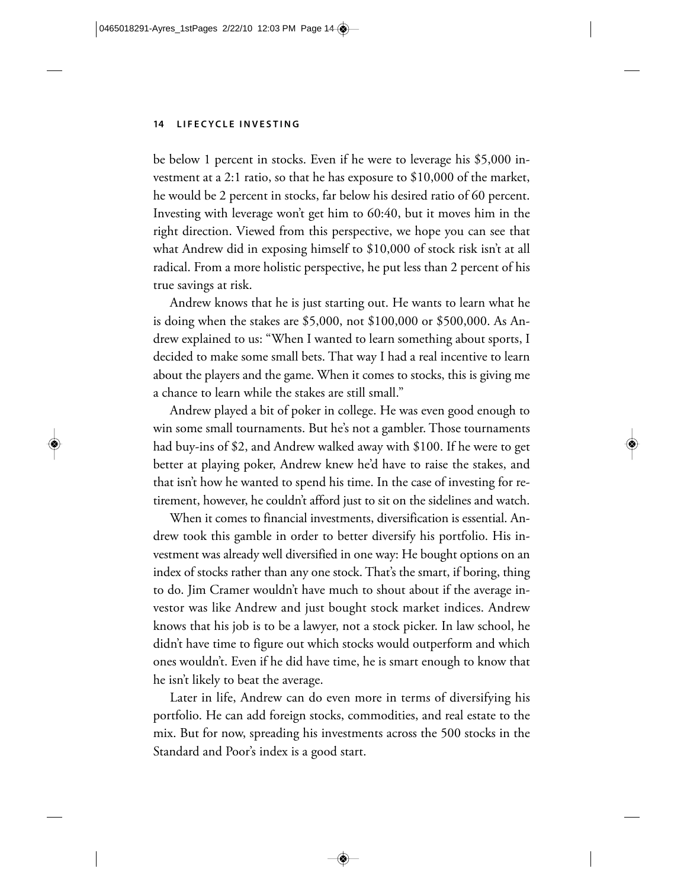be below 1 percent in stocks. Even if he were to leverage his $5,000 investment at a 2:1 ratio, so that he has exposure to $10,000 of the market, he would be 2 percent in stocks, far below his desired ratio of 60 percent. Investing with leverage won't get him to 60:40, but it moves him in the right direction. Viewed from this perspective, we hope you can see that what Andrew did in exposing himself to $10,000 of stock risk isn't at all radical. From a more holistic perspective, he put less than 2 percent of his true savings at risk.

Andrew knows that he is just starting out. He wants to learn what he is doing when the stakes are $5,000, not $100,000 or $500,000. As Andrew explained to us: "When I wanted to learn something about sports, I decided to make some small bets. That way I had a real incentive to learn about the players and the game. When it comes to stocks, this is giving me a chance to learn while the stakes are still small."

Andrew played a bit of poker in college. He was even good enough to win some small tournaments. But he's not a gambler. Those tournaments had buy-ins of $2, and Andrew walked away with $100. If he were to get better at playing poker, Andrew knew he'd have to raise the stakes, and that isn't how he wanted to spend his time. In the case of investing for retirement, however, he couldn't afford just to sit on the sidelines and watch.

When it comes to financial investments, diversification is essential. Andrew took this gamble in order to better diversify his portfolio. His investment was already well diversified in one way: He bought options on an index of stocks rather than any one stock. That's the smart, if boring, thing to do. Jim Cramer wouldn't have much to shout about if the average investor was like Andrew and just bought stock market indices. Andrew knows that his job is to be a lawyer, not a stock picker. In law school, he didn't have time to figure out which stocks would outperform and which ones wouldn't. Even if he did have time, he is smart enough to know that he isn't likely to beat the average.

Later in life, Andrew can do even more in terms of diversifying his portfolio. He can add foreign stocks, commodities, and real estate to the mix. But for now, spreading his investments across the 500 stocks in the Standard and Poor's index is a good start.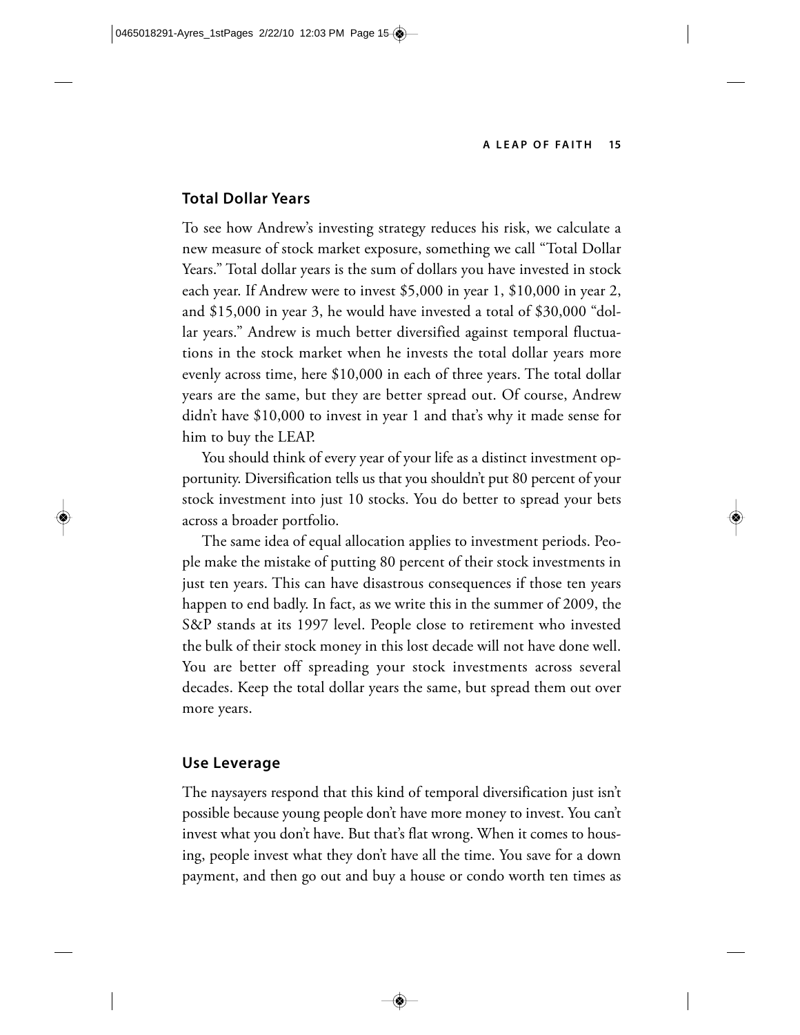## Total Dollar Years

To see how Andrew's investing strategy reduces his risk, we calculate a new measure of stock market exposure, something we call "Total Dollar Years." Total dollar years is the sum of dollars you have invested in stock each year. If Andrew were to invest $5,000 in year 1, $10,000 in year 2, and $15,000 in year 3, he would have invested a total of $30,000 "dollar years." Andrew is much better diversified against temporal fluctuations in the stock market when he invests the total dollar years more evenly across time, here $10,000 in each of three years. The total dollar years are the same, but they are better spread out. Of course, Andrew didn't have $10,000 to invest in year 1 and that's why it made sense for him to buy the LEAP.

You should think of every year of your life as a distinct investment opportunity. Diversification tells us that you shouldn't put 80 percent of your stock investment into just 10 stocks. You do better to spread your bets across a broader portfolio.

The same idea of equal allocation applies to investment periods. People make the mistake of putting 80 percent of their stock investments in just ten years. This can have disastrous consequences if those ten years happen to end badly. In fact, as we write this in the summer of 2009, the S&P stands at its 1997 level. People close to retirement who invested the bulk of their stock money in this lost decade will not have done well. You are better off spreading your stock investments across several decades. Keep the total dollar years the same, but spread them out over more years.

## Use Leverage

The naysayers respond that this kind of temporal diversification just isn't possible because young people don't have more money to invest. You can't invest what you don't have. But that's flat wrong. When it comes to housing, people invest what they don't have all the time. You save for a down payment, and then go out and buy a house or condo worth ten times as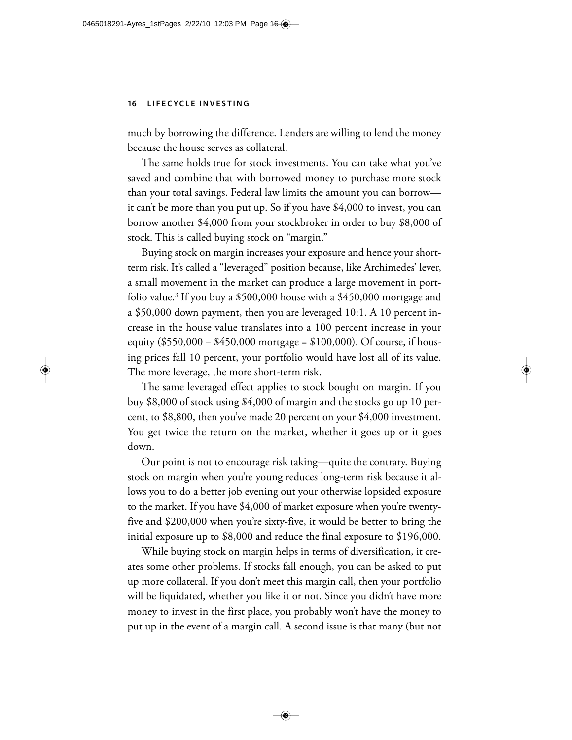much by borrowing the difference. Lenders are willing to lend the money because the house serves as collateral.

The same holds true for stock investments. You can take what you've saved and combine that with borrowed money to purchase more stock than your total savings. Federal law limits the amount you can borrow—it can't be more than you put up. So if you have $4,000 to invest, you can borrow another $4,000 from your stockbroker in order to buy $8,000 of stock. This is called buying stock on "margin."

Buying stock on margin increases your exposure and hence your short-term risk. It's called a "leveraged" position because, like Archimedes' lever, a small movement in the market can produce a large movement in portfolio value.[3] If you buy a $500,000 house with a $450,000 mortgage and a $50,000 down payment, then you are leveraged 10:1. A 10 percent increase in the house value translates into a 100 percent increase in your equity ($550,000 – $450,000 mortgage = $100,000). Of course, if housing prices fall 10 percent, your portfolio would have lost all of its value. The more leverage, the more short-term risk.

The same leveraged effect applies to stock bought on margin. If you buy $8,000 of stock using $4,000 of margin and the stocks go up 10 percent, to $8,800, then you've made 20 percent on your $4,000 investment. You get twice the return on the market, whether it goes up or it goes down.

Our point is not to encourage risk taking—quite the contrary. Buying stock on margin when you're young reduces long-term risk because it allows you to do a better job evening out your otherwise lopsided exposure to the market. If you have $4,000 of market exposure when you're twenty-five and $200,000 when you're sixty-five, it would be better to bring the initial exposure up to $8,000 and reduce the final exposure to $196,000.

While buying stock on margin helps in terms of diversification, it creates some other problems. If stocks fall enough, you can be asked to put up more collateral. If you don't meet this margin call, then your portfolio will be liquidated, whether you like it or not. Since you didn't have more money to invest in the first place, you probably won't have the money to put up in the event of a margin call. A second issue is that many (but not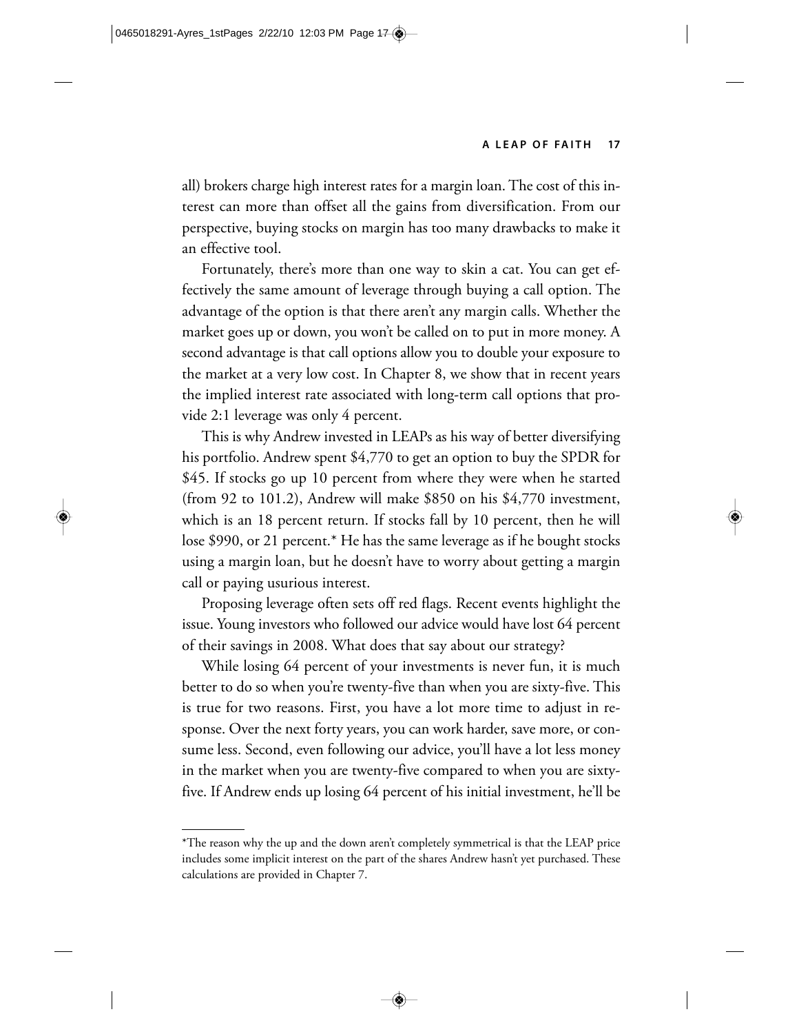all) brokers charge high interest rates for a margin loan. The cost of this interest can more than offset all the gains from diversification. From our perspective, buying stocks on margin has too many drawbacks to make it an effective tool.

Fortunately, there's more than one way to skin a cat. You can get effectively the same amount of leverage through buying a call option. The advantage of the option is that there aren't any margin calls. Whether the market goes up or down, you won't be called on to put in more money. A second advantage is that call options allow you to double your exposure to the market at a very low cost. In Chapter 8, we show that in recent years the implied interest rate associated with long-term call options that provide 2:1 leverage was only 4 percent.

This is why Andrew invested in LEAPs as his way of better diversifying his portfolio. Andrew spent $4,770 to get an option to buy the SPDR for $45. If stocks go up 10 percent from where they were when he started (from 92 to 101.2), Andrew will make $850 on his $4,770 investment, which is an 18 percent return. If stocks fall by 10 percent, then he will lose $990, or 21 percent.* He has the same leverage as if he bought stocks using a margin loan, but he doesn't have to worry about getting a margin call or paying usurious interest.

Proposing leverage often sets off red flags. Recent events highlight the issue. Young investors who followed our advice would have lost 64 percent of their savings in 2008. What does that say about our strategy?

While losing 64 percent of your investments is never fun, it is much better to do so when you're twenty-five than when you are sixty-five. This is true for two reasons. First, you have a lot more time to adjust in response. Over the next forty years, you can work harder, save more, or consume less. Second, even following our advice, you'll have a lot less money in the market when you are twenty-five compared to when you are sixty-five. If Andrew ends up losing 64 percent of his initial investment, he'll be

---

*The reason why the up and the down aren't completely symmetrical is that the LEAP price includes some implicit interest on the part of the shares Andrew hasn't yet purchased. These calculations are provided in Chapter 7.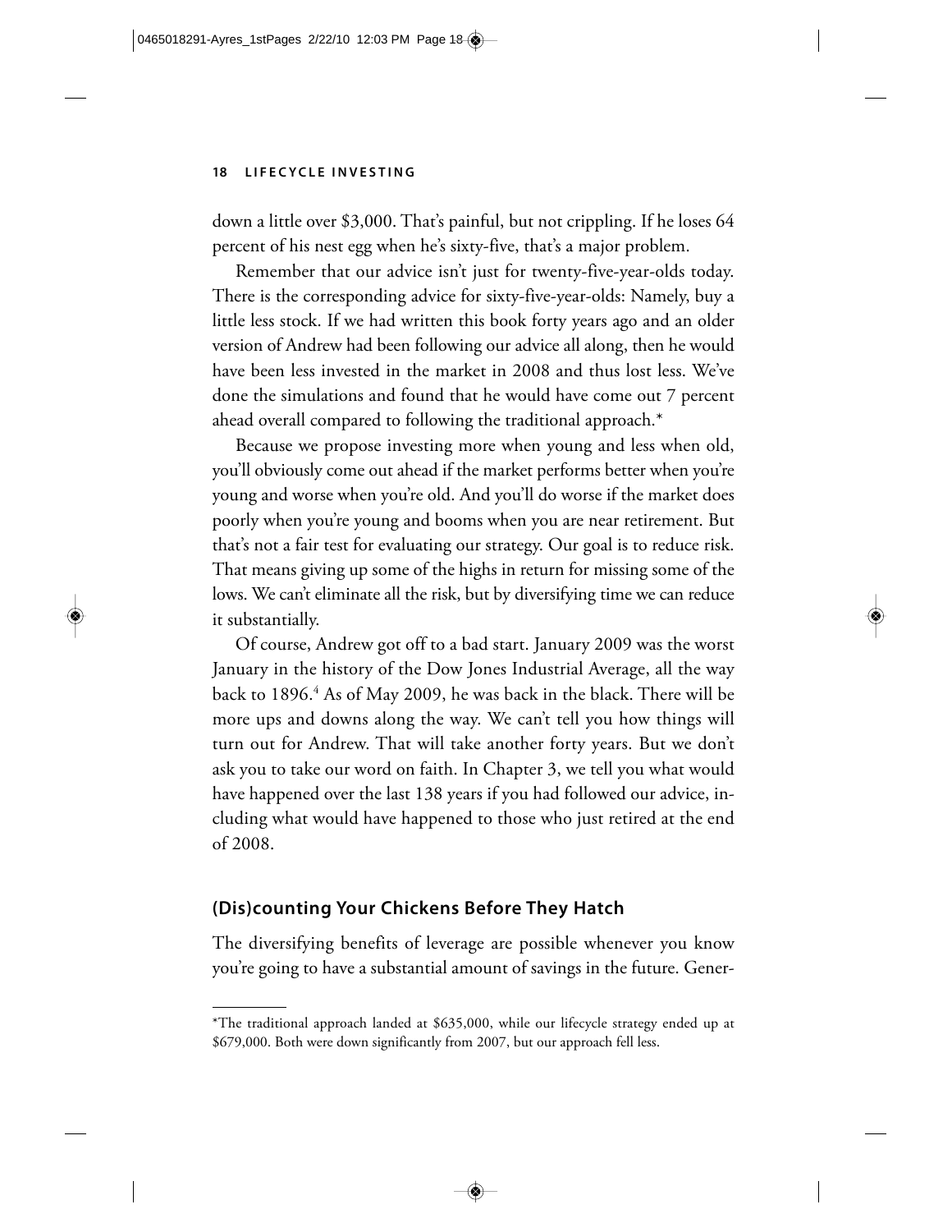down a little over $3,000. That's painful, but not crippling. If he loses 64 percent of his nest egg when he's sixty-five, that's a major problem.

Remember that our advice isn't just for twenty-five-year-olds today. There is the corresponding advice for sixty-five-year-olds: Namely, buy a little less stock. If we had written this book forty years ago and an older version of Andrew had been following our advice all along, then he would have been less invested in the market in 2008 and thus lost less. We've done the simulations and found that he would have come out 7 percent ahead overall compared to following the traditional approach.*

Because we propose investing more when young and less when old, you'll obviously come out ahead if the market performs better when you're young and worse when you're old. And you'll do worse if the market does poorly when you're young and booms when you are near retirement. But that's not a fair test for evaluating our strategy. Our goal is to reduce risk. That means giving up some of the highs in return for missing some of the lows. We can't eliminate all the risk, but by diversifying time we can reduce it substantially.

Of course, Andrew got off to a bad start. January 2009 was the worst January in the history of the Dow Jones Industrial Average, all the way back to 1896.[4] As of May 2009, he was back in the black. There will be more ups and downs along the way. We can't tell you how things will turn out for Andrew. That will take another forty years. But we don't ask you to take our word on faith. In Chapter 3, we tell you what would have happened over the last 138 years if you had followed our advice, including what would have happened to those who just retired at the end of 2008.

## (Dis)counting Your Chickens Before They Hatch

The diversifying benefits of leverage are possible whenever you know you're going to have a substantial amount of savings in the future. Gener-

---

*The traditional approach landed at $635,000, while our lifecycle strategy ended up at $679,000. Both were down significantly from 2007, but our approach fell less.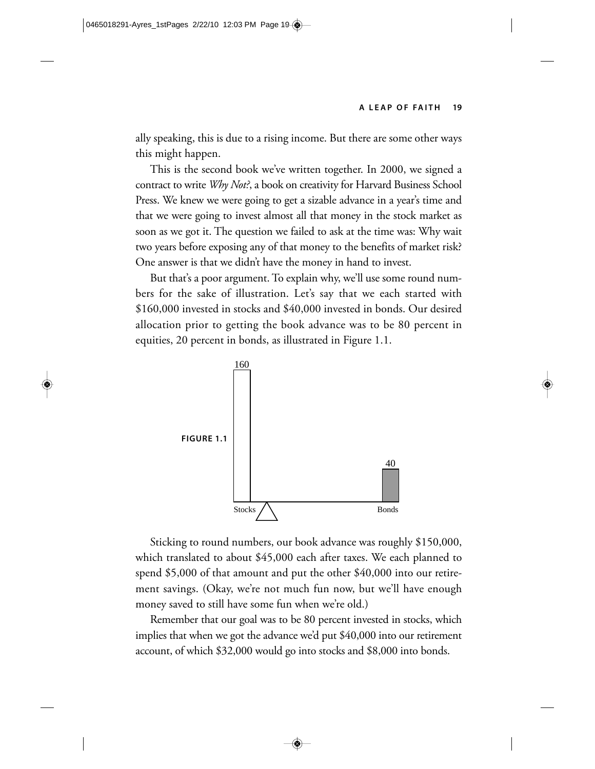ally speaking, this is due to a rising income. But there are some other ways this might happen.

This is the second book we've written together. In 2000, we signed a contract to write *Why Not?*, a book on creativity for Harvard Business School Press. We knew we were going to get a sizable advance in a year's time and that we were going to invest almost all that money in the stock market as soon as we got it. The question we failed to ask at the time was: Why wait two years before exposing any of that money to the benefits of market risk? One answer is that we didn't have the money in hand to invest.

But that's a poor argument. To explain why, we'll use some round numbers for the sake of illustration. Let's say that we each started with $160,000 invested in stocks and $40,000 invested in bonds. Our desired allocation prior to getting the book advance was to be 80 percent in equities, 20 percent in bonds, as illustrated in Figure 1.1.

**FIGURE 1.1**

Sticking to round numbers, our book advance was roughly $150,000, which translated to about $45,000 each after taxes. We each planned to spend $5,000 of that amount and put the other $40,000 into our retirement savings. (Okay, we're not much fun now, but we'll have enough money saved to still have some fun when we're old.)

Remember that our goal was to be 80 percent invested in stocks, which implies that when we got the advance we'd put $40,000 into our retirement account, of which $32,000 would go into stocks and $8,000 into bonds.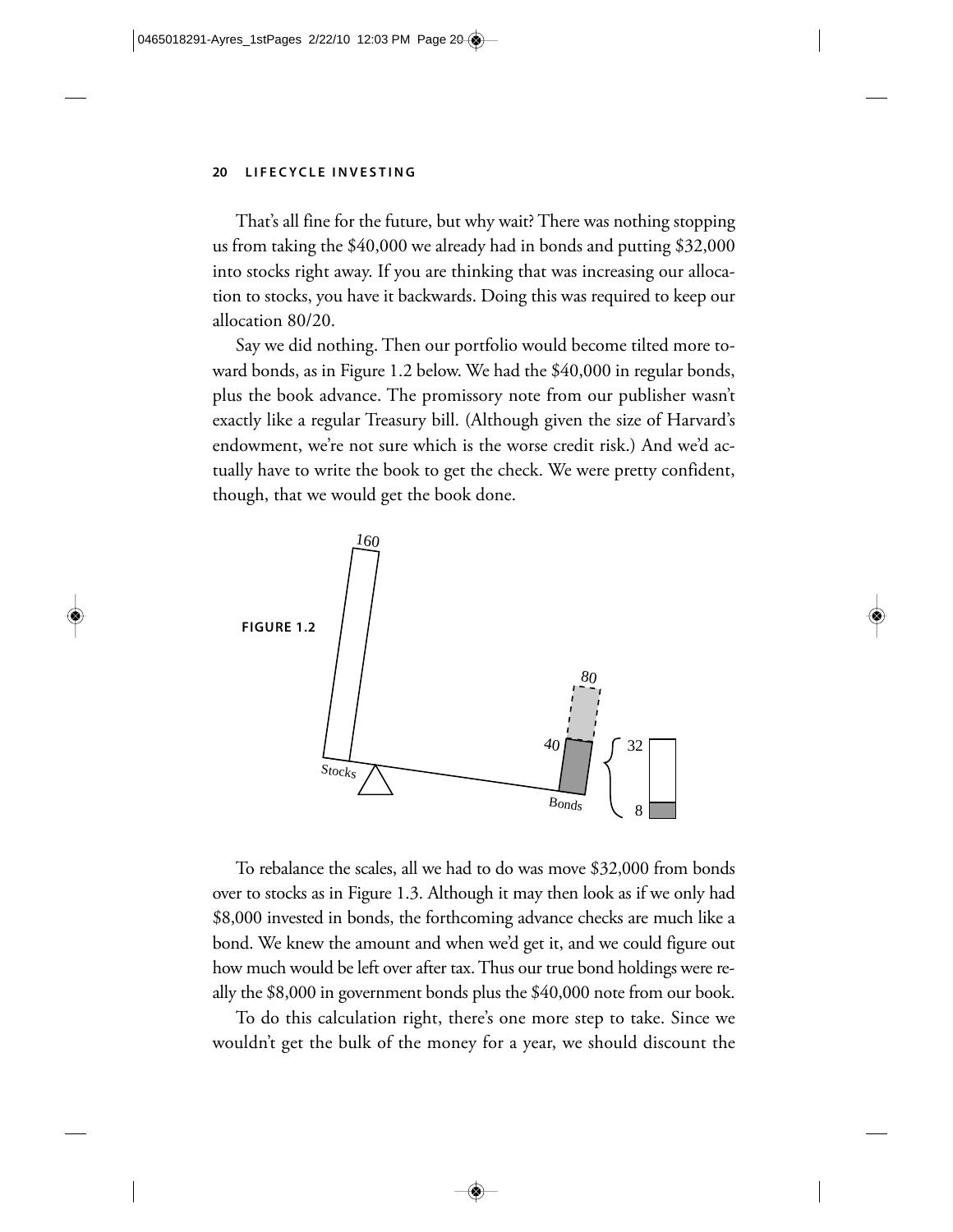That's all fine for the future, but why wait? There was nothing stopping us from taking the $40,000 we already had in bonds and putting $32,000 into stocks right away. If you are thinking that was increasing our allocation to stocks, you have it backwards. Doing this was required to keep our allocation 80/20.

Say we did nothing. Then our portfolio would become tilted more toward bonds, as in Figure 1.2 below. We had the $40,000 in regular bonds, plus the book advance. The promissory note from our publisher wasn't exactly like a regular Treasury bill. (Although given the size of Harvard's endowment, we're not sure which is the worse credit risk.) And we'd actually have to write the book to get the check. We were pretty confident, though, that we would get the book done.

**FIGURE 1.2**

To rebalance the scales, all we had to do was move $32,000 from bonds over to stocks as in Figure 1.3. Although it may then look as if we only had $8,000 invested in bonds, the forthcoming advance checks are much like a bond. We knew the amount and when we'd get it, and we could figure out how much would be left over after tax. Thus our true bond holdings were really the $8,000 in government bonds plus the $40,000 note from our book.

To do this calculation right, there's one more step to take. Since we wouldn't get the bulk of the money for a year, we should discount the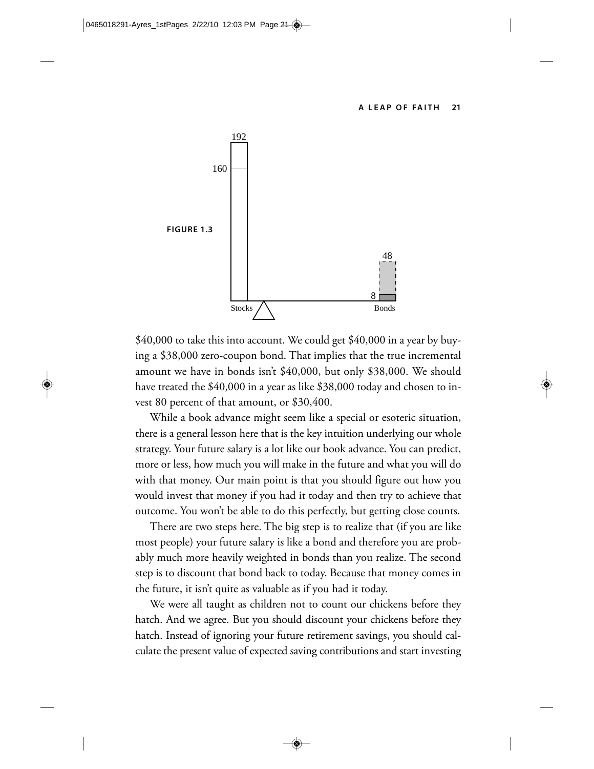FIGURE 1.3

$40,000 to take this into account. We could get $40,000 in a year by buying a $38,000 zero-coupon bond. That implies that the true incremental amount we have in bonds isn't $40,000, but only $38,000. We should have treated the $40,000 in a year as like $38,000 today and chosen to invest 80 percent of that amount, or $30,400.

While a book advance might seem like a special or esoteric situation, there is a general lesson here that is the key intuition underlying our whole strategy. Your future salary is a lot like our book advance. You can predict, more or less, how much you will make in the future and what you will do with that money. Our main point is that you should figure out how you would invest that money if you had it today and then try to achieve that outcome. You won't be able to do this perfectly, but getting close counts.

There are two steps here. The big step is to realize that (if you are like most people) your future salary is like a bond and therefore you are probably much more heavily weighted in bonds than you realize. The second step is to discount that bond back to today. Because that money comes in the future, it isn't quite as valuable as if you had it today.

We were all taught as children not to count our chickens before they hatch. And we agree. But you should discount your chickens before they hatch. Instead of ignoring your future retirement savings, you should calculate the present value of expected saving contributions and start investing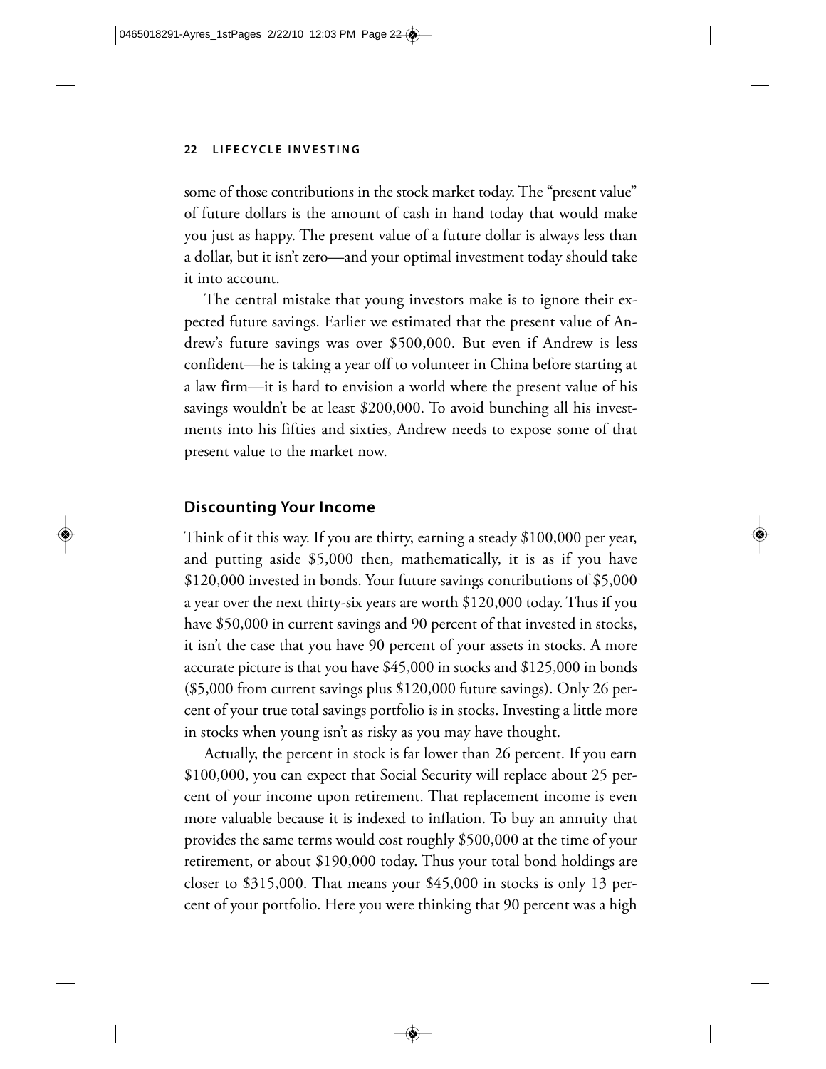some of those contributions in the stock market today. The "present value" of future dollars is the amount of cash in hand today that would make you just as happy. The present value of a future dollar is always less than a dollar, but it isn't zero—and your optimal investment today should take it into account.

The central mistake that young investors make is to ignore their expected future savings. Earlier we estimated that the present value of Andrew's future savings was over $500,000. But even if Andrew is less confident—he is taking a year off to volunteer in China before starting at a law firm—it is hard to envision a world where the present value of his savings wouldn't be at least $200,000. To avoid bunching all his investments into his fifties and sixties, Andrew needs to expose some of that present value to the market now.

## Discounting Your Income

Think of it this way. If you are thirty, earning a steady $100,000 per year, and putting aside $5,000 then, mathematically, it is as if you have $120,000 invested in bonds. Your future savings contributions of $5,000 a year over the next thirty-six years are worth $120,000 today. Thus if you have $50,000 in current savings and 90 percent of that invested in stocks, it isn't the case that you have 90 percent of your assets in stocks. A more accurate picture is that you have $45,000 in stocks and $125,000 in bonds ($5,000 from current savings plus $120,000 future savings). Only 26 percent of your true total savings portfolio is in stocks. Investing a little more in stocks when young isn't as risky as you may have thought.

Actually, the percent in stock is far lower than 26 percent. If you earn $100,000, you can expect that Social Security will replace about 25 percent of your income upon retirement. That replacement income is even more valuable because it is indexed to inflation. To buy an annuity that provides the same terms would cost roughly $500,000 at the time of your retirement, or about $190,000 today. Thus your total bond holdings are closer to $315,000. That means your $45,000 in stocks is only 13 percent of your portfolio. Here you were thinking that 90 percent was a high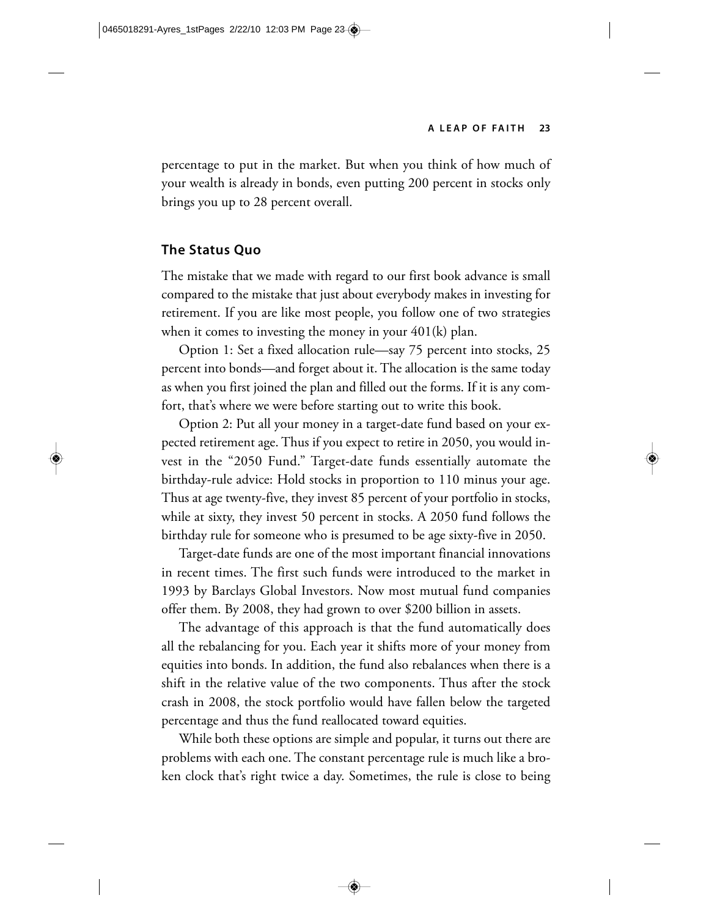percentage to put in the market. But when you think of how much of your wealth is already in bonds, even putting 200 percent in stocks only brings you up to 28 percent overall.

## The Status Quo

The mistake that we made with regard to our first book advance is small compared to the mistake that just about everybody makes in investing for retirement. If you are like most people, you follow one of two strategies when it comes to investing the money in your 401(k) plan.

Option 1: Set a fixed allocation rule—say 75 percent into stocks, 25 percent into bonds—and forget about it. The allocation is the same today as when you first joined the plan and filled out the forms. If it is any comfort, that's where we were before starting out to write this book.

Option 2: Put all your money in a target-date fund based on your expected retirement age. Thus if you expect to retire in 2050, you would invest in the "2050 Fund." Target-date funds essentially automate the birthday-rule advice: Hold stocks in proportion to 110 minus your age. Thus at age twenty-five, they invest 85 percent of your portfolio in stocks, while at sixty, they invest 50 percent in stocks. A 2050 fund follows the birthday rule for someone who is presumed to be age sixty-five in 2050.

Target-date funds are one of the most important financial innovations in recent times. The first such funds were introduced to the market in 1993 by Barclays Global Investors. Now most mutual fund companies offer them. By 2008, they had grown to over $200 billion in assets.

The advantage of this approach is that the fund automatically does all the rebalancing for you. Each year it shifts more of your money from equities into bonds. In addition, the fund also rebalances when there is a shift in the relative value of the two components. Thus after the stock crash in 2008, the stock portfolio would have fallen below the targeted percentage and thus the fund reallocated toward equities.

While both these options are simple and popular, it turns out there are problems with each one. The constant percentage rule is much like a broken clock that's right twice a day. Sometimes, the rule is close to being